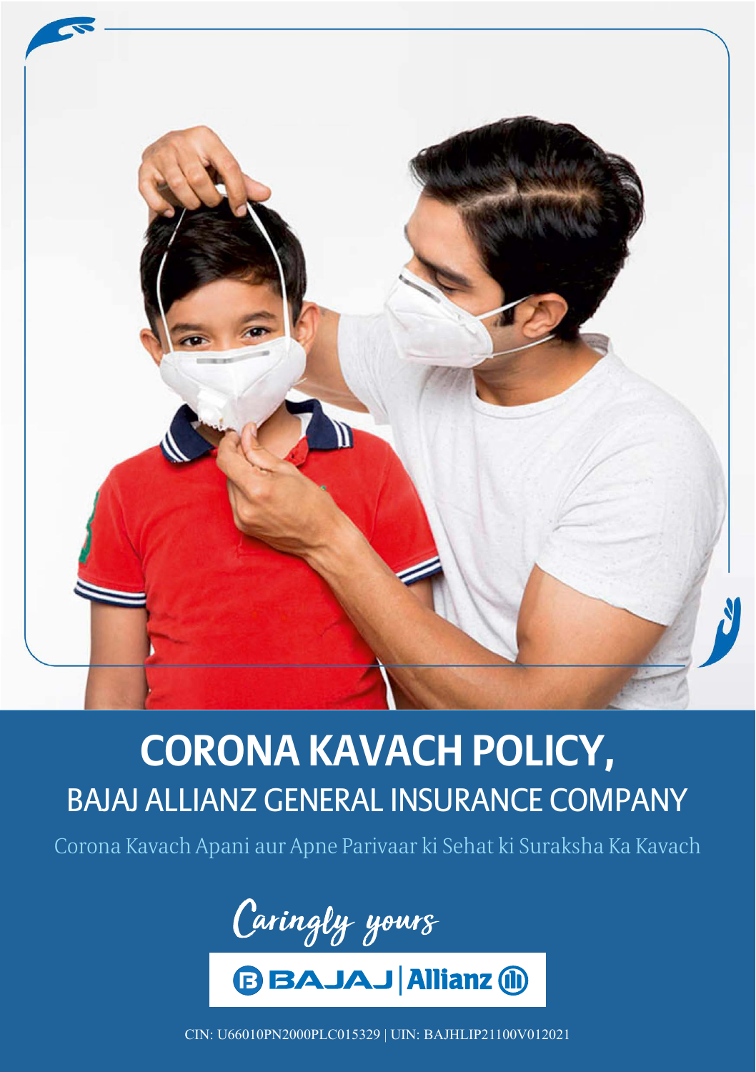# CORONA KAVACH POLICY,

## BAJAJ ALLIANZ GENERAL INSURANCE COMPANY

Corona Kavach Apani aur Apne Parivaar ki Sehat ki Suraksha Ka Kavach

*Caringly yours*

BAJAJ | Allianz

CIN: U66010PN2000PLC015329 | UIN: BAJHLIP21100V012021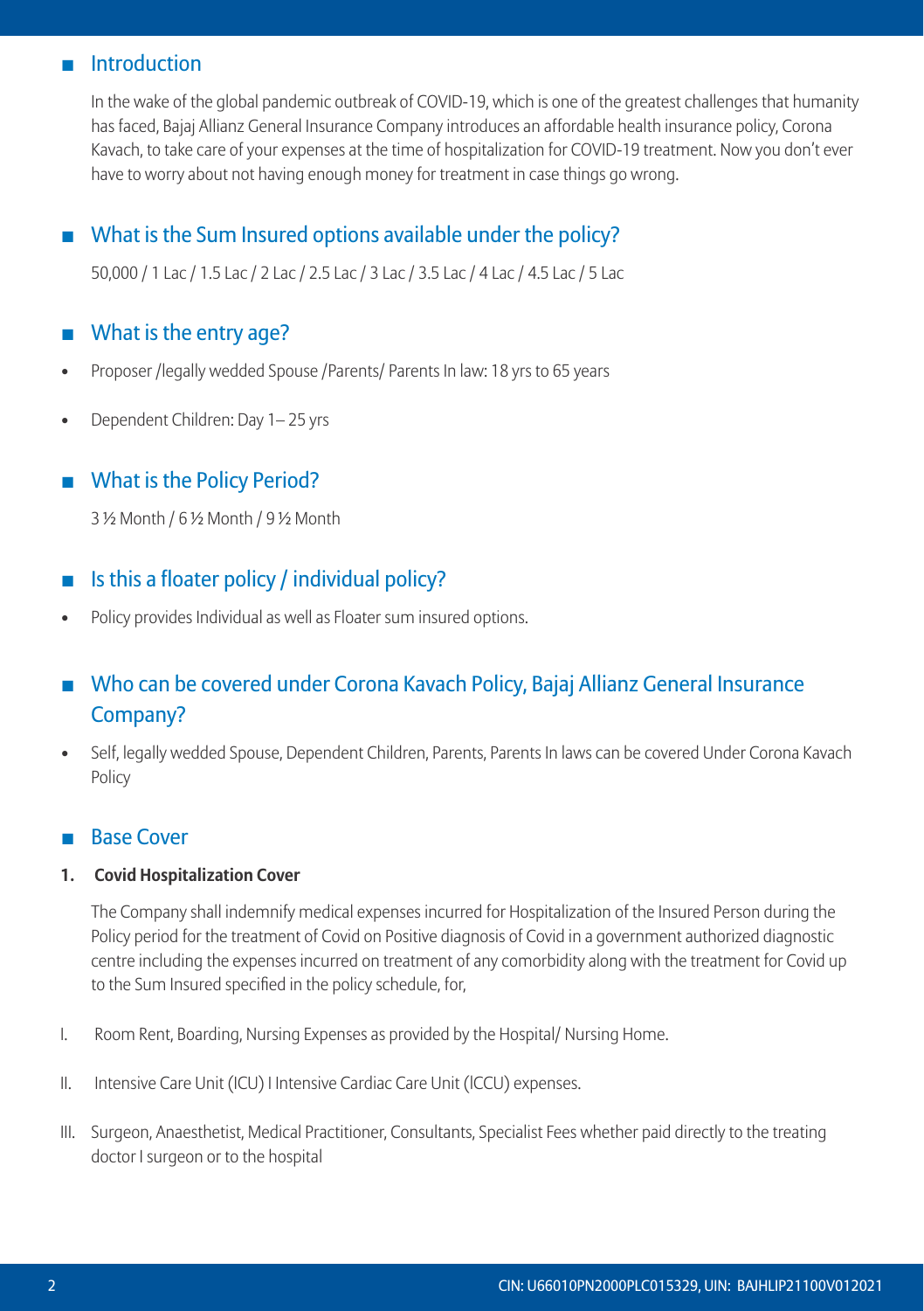## Introduction

In the wake of the global pandemic outbreak of COVID-19, which is one of the greatest challenges that humanity has faced, Bajaj Allianz General Insurance Company introduces an affordable health insurance policy, Corona Kavach, to take care of your expenses at the time of hospitalization for COVID-19 treatment. Now you don't ever have to worry about not having enough money for treatment in case things go wrong.

## What is the Sum Insured options available under the policy?

50,000 / 1 Lac / 1.5 Lac / 2 Lac / 2.5 Lac / 3 Lac / 3.5 Lac / 4 Lac / 4.5 Lac / 5 Lac

## What is the entry age?

- Proposer /legally wedded Spouse /Parents/ Parents In law: 18 yrs to 65 years
- Dependent Children: Day 1– 25 yrs

## What is the Policy Period?

3 ½ Month / 6 ½ Month / 9 ½ Month

## Is this a floater policy / individual policy?

- Policy provides Individual as well as Floater sum insured options.

## Who can be covered under Corona Kavach Policy, Bajaj Allianz General Insurance Company?

- Self, legally wedded Spouse, Dependent Children, Parents, Parents In laws can be covered Under Corona Kavach Policy

## Base Cover

**1. Covid Hospitalization Cover**

The Company shall indemnify medical expenses incurred for Hospitalization of the Insured Person during the Policy period for the treatment of Covid on Positive diagnosis of Covid in a government authorized diagnostic centre including the expenses incurred on treatment of any comorbidity along with the treatment for Covid up to the Sum Insured specified in the policy schedule, for,

I. Room Rent, Boarding, Nursing Expenses as provided by the Hospital/ Nursing Home.

II. Intensive Care Unit (ICU) I Intensive Cardiac Care Unit (ICCU) expenses.

III. Surgeon, Anaesthetist, Medical Practitioner, Consultants, Specialist Fees whether paid directly to the treating doctor I surgeon or to the hospital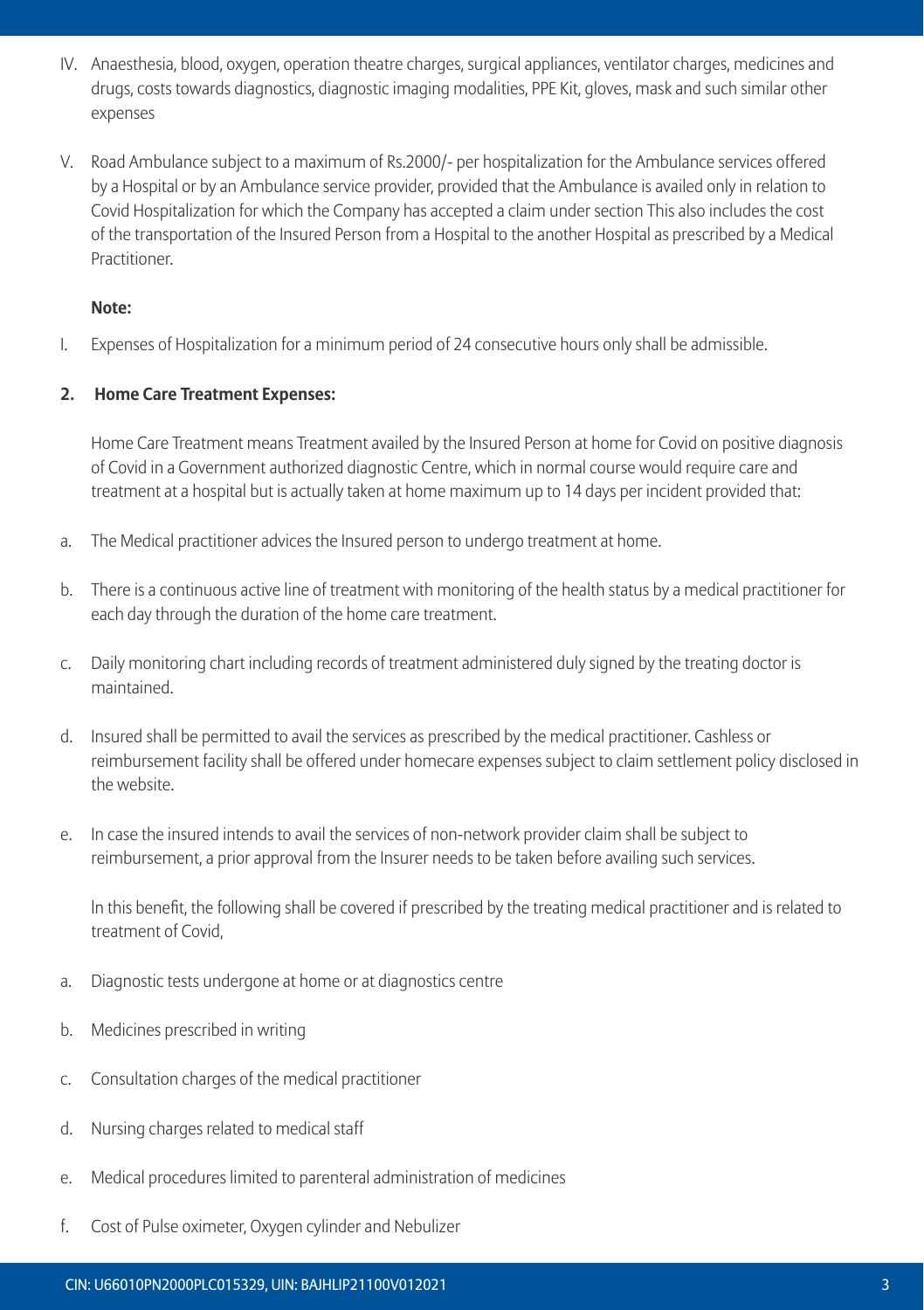IV. Anaesthesia, blood, oxygen, operation theatre charges, surgical appliances, ventilator charges, medicines and drugs, costs towards diagnostics, diagnostic imaging modalities, PPE Kit, gloves, mask and such similar other expenses

V. Road Ambulance subject to a maximum of Rs.2000/- per hospitalization for the Ambulance services offered by a Hospital or by an Ambulance service provider, provided that the Ambulance is availed only in relation to Covid Hospitalization for which the Company has accepted a claim under section This also includes the cost of the transportation of the Insured Person from a Hospital to the another Hospital as prescribed by a Medical Practitioner.

**Note:**

I. Expenses of Hospitalization for a minimum period of 24 consecutive hours only shall be admissible.

**2. Home Care Treatment Expenses:**

Home Care Treatment means Treatment availed by the Insured Person at home for Covid on positive diagnosis of Covid in a Government authorized diagnostic Centre, which in normal course would require care and treatment at a hospital but is actually taken at home maximum up to 14 days per incident provided that:

a. The Medical practitioner advices the Insured person to undergo treatment at home.

b. There is a continuous active line of treatment with monitoring of the health status by a medical practitioner for each day through the duration of the home care treatment.

c. Daily monitoring chart including records of treatment administered duly signed by the treating doctor is maintained.

d. Insured shall be permitted to avail the services as prescribed by the medical practitioner. Cashless or reimbursement facility shall be offered under homecare expenses subject to claim settlement policy disclosed in the website.

e. In case the insured intends to avail the services of non-network provider claim shall be subject to reimbursement, a prior approval from the Insurer needs to be taken before availing such services.

In this benefit, the following shall be covered if prescribed by the treating medical practitioner and is related to treatment of Covid,

a. Diagnostic tests undergone at home or at diagnostics centre

b. Medicines prescribed in writing

c. Consultation charges of the medical practitioner

d. Nursing charges related to medical staff

e. Medical procedures limited to parenteral administration of medicines

f. Cost of Pulse oximeter, Oxygen cylinder and Nebulizer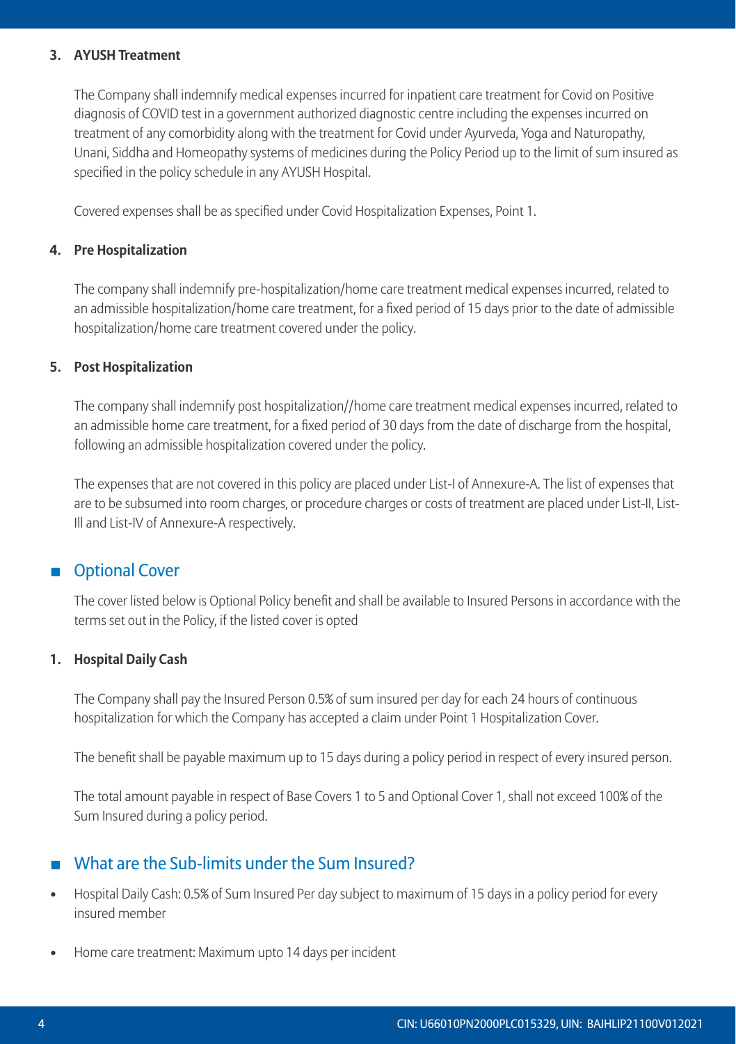**3. AYUSH Treatment**

The Company shall indemnify medical expenses incurred for inpatient care treatment for Covid on Positive diagnosis of COVID test in a government authorized diagnostic centre including the expenses incurred on treatment of any comorbidity along with the treatment for Covid under Ayurveda, Yoga and Naturopathy, Unani, Siddha and Homeopathy systems of medicines during the Policy Period up to the limit of sum insured as specified in the policy schedule in any AYUSH Hospital.

Covered expenses shall be as specified under Covid Hospitalization Expenses, Point 1.

**4. Pre Hospitalization**

The company shall indemnify pre-hospitalization/home care treatment medical expenses incurred, related to an admissible hospitalization/home care treatment, for a fixed period of 15 days prior to the date of admissible hospitalization/home care treatment covered under the policy.

**5. Post Hospitalization**

The company shall indemnify post hospitalization//home care treatment medical expenses incurred, related to an admissible home care treatment, for a fixed period of 30 days from the date of discharge from the hospital, following an admissible hospitalization covered under the policy.

The expenses that are not covered in this policy are placed under List-I of Annexure-A. The list of expenses that are to be subsumed into room charges, or procedure charges or costs of treatment are placed under List-II, List-III and List-IV of Annexure-A respectively.

## Optional Cover

The cover listed below is Optional Policy benefit and shall be available to Insured Persons in accordance with the terms set out in the Policy, if the listed cover is opted

**1. Hospital Daily Cash**

The Company shall pay the Insured Person 0.5% of sum insured per day for each 24 hours of continuous hospitalization for which the Company has accepted a claim under Point 1 Hospitalization Cover.

The benefit shall be payable maximum up to 15 days during a policy period in respect of every insured person.

The total amount payable in respect of Base Covers 1 to 5 and Optional Cover 1, shall not exceed 100% of the Sum Insured during a policy period.

## What are the Sub-limits under the Sum Insured?

- Hospital Daily Cash: 0.5% of Sum Insured Per day subject to maximum of 15 days in a policy period for every insured member
- Home care treatment: Maximum upto 14 days per incident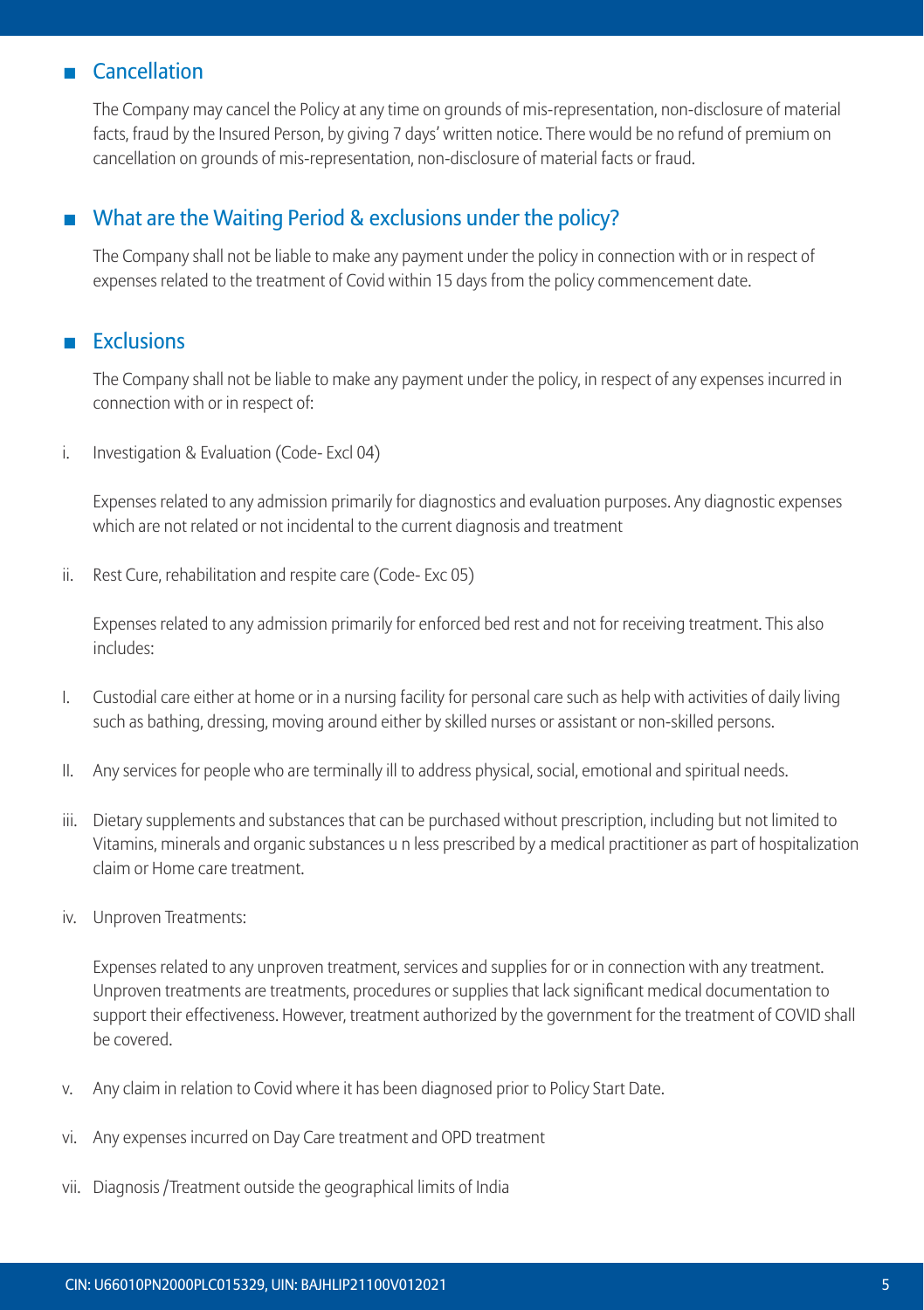## Cancellation

The Company may cancel the Policy at any time on grounds of mis-representation, non-disclosure of material facts, fraud by the Insured Person, by giving 7 days' written notice. There would be no refund of premium on cancellation on grounds of mis-representation, non-disclosure of material facts or fraud.

## What are the Waiting Period & exclusions under the policy?

The Company shall not be liable to make any payment under the policy in connection with or in respect of expenses related to the treatment of Covid within 15 days from the policy commencement date.

## Exclusions

The Company shall not be liable to make any payment under the policy, in respect of any expenses incurred in connection with or in respect of:

i. Investigation & Evaluation (Code- Excl 04)

Expenses related to any admission primarily for diagnostics and evaluation purposes. Any diagnostic expenses which are not related or not incidental to the current diagnosis and treatment

ii. Rest Cure, rehabilitation and respite care (Code- Exc 05)

Expenses related to any admission primarily for enforced bed rest and not for receiving treatment. This also includes:

I. Custodial care either at home or in a nursing facility for personal care such as help with activities of daily living such as bathing, dressing, moving around either by skilled nurses or assistant or non-skilled persons.

II. Any services for people who are terminally ill to address physical, social, emotional and spiritual needs.

iii. Dietary supplements and substances that can be purchased without prescription, including but not limited to Vitamins, minerals and organic substances u n less prescribed by a medical practitioner as part of hospitalization claim or Home care treatment.

iv. Unproven Treatments:

Expenses related to any unproven treatment, services and supplies for or in connection with any treatment. Unproven treatments are treatments, procedures or supplies that lack significant medical documentation to support their effectiveness. However, treatment authorized by the government for the treatment of COVID shall be covered.

v. Any claim in relation to Covid where it has been diagnosed prior to Policy Start Date.

vi. Any expenses incurred on Day Care treatment and OPD treatment

vii. Diagnosis /Treatment outside the geographical limits of India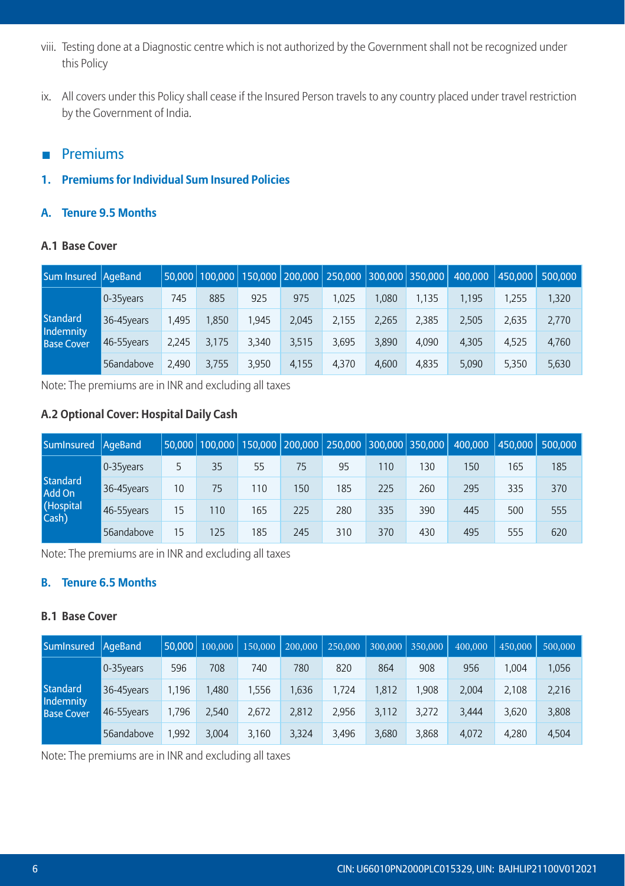viii. Testing done at a Diagnostic centre which is not authorized by the Government shall not be recognized under this Policy

ix. All covers under this Policy shall cease if the Insured Person travels to any country placed under travel restriction by the Government of India.

## Premiums

### 1. Premiums for Individual Sum Insured Policies

### A. Tenure 9.5 Months

#### A.1 Base Cover

| Sum Insured | AgeBand | 50,000 | 100,000 | 150,000 | 200,000 | 250,000 | 300,000 | 350,000 | 400,000 | 450,000 | 500,000 |
|---|---|---|---|---|---|---|---|---|---|---|---|
| Standard Indemnity Base Cover | 0-35years | 745 | 885 | 925 | 975 | 1,025 | 1,080 | 1,135 | 1,195 | 1,255 | 1,320 |
| | 36-45years | 1,495 | 1,850 | 1,945 | 2,045 | 2,155 | 2,265 | 2,385 | 2,505 | 2,635 | 2,770 |
| | 46-55years | 2,245 | 3,175 | 3,340 | 3,515 | 3,695 | 3,890 | 4,090 | 4,305 | 4,525 | 4,760 |
| | 56andabove | 2,490 | 3,755 | 3,950 | 4,155 | 4,370 | 4,600 | 4,835 | 5,090 | 5,350 | 5,630 |

Note: The premiums are in INR and excluding all taxes

#### A.2 Optional Cover: Hospital Daily Cash

| SumInsured | AgeBand | 50,000 | 100,000 | 150,000 | 200,000 | 250,000 | 300,000 | 350,000 | 400,000 | 450,000 | 500,000 |
|---|---|---|---|---|---|---|---|---|---|---|---|
| Standard Add On (Hospital Cash) | 0-35years | 5 | 35 | 55 | 75 | 95 | 110 | 130 | 150 | 165 | 185 |
| | 36-45years | 10 | 75 | 110 | 150 | 185 | 225 | 260 | 295 | 335 | 370 |
| | 46-55years | 15 | 110 | 165 | 225 | 280 | 335 | 390 | 445 | 500 | 555 |
| | 56andabove | 15 | 125 | 185 | 245 | 310 | 370 | 430 | 495 | 555 | 620 |

Note: The premiums are in INR and excluding all taxes

### B. Tenure 6.5 Months

#### B.1 Base Cover

| SumInsured | AgeBand | 50,000 | 100,000 | 150,000 | 200,000 | 250,000 | 300,000 | 350,000 | 400,000 | 450,000 | 500,000 |
|---|---|---|---|---|---|---|---|---|---|---|---|
| Standard Indemnity Base Cover | 0-35years | 596 | 708 | 740 | 780 | 820 | 864 | 908 | 956 | 1,004 | 1,056 |
| | 36-45years | 1,196 | 1,480 | 1,556 | 1,636 | 1,724 | 1,812 | 1,908 | 2,004 | 2,108 | 2,216 |
| | 46-55years | 1,796 | 2,540 | 2,672 | 2,812 | 2,956 | 3,112 | 3,272 | 3,444 | 3,620 | 3,808 |
| | 56andabove | 1,992 | 3,004 | 3,160 | 3,324 | 3,496 | 3,680 | 3,868 | 4,072 | 4,280 | 4,504 |

Note: The premiums are in INR and excluding all taxes

CIN: U66010PN2000PLC015329, UIN: BAJHLIP21100V012021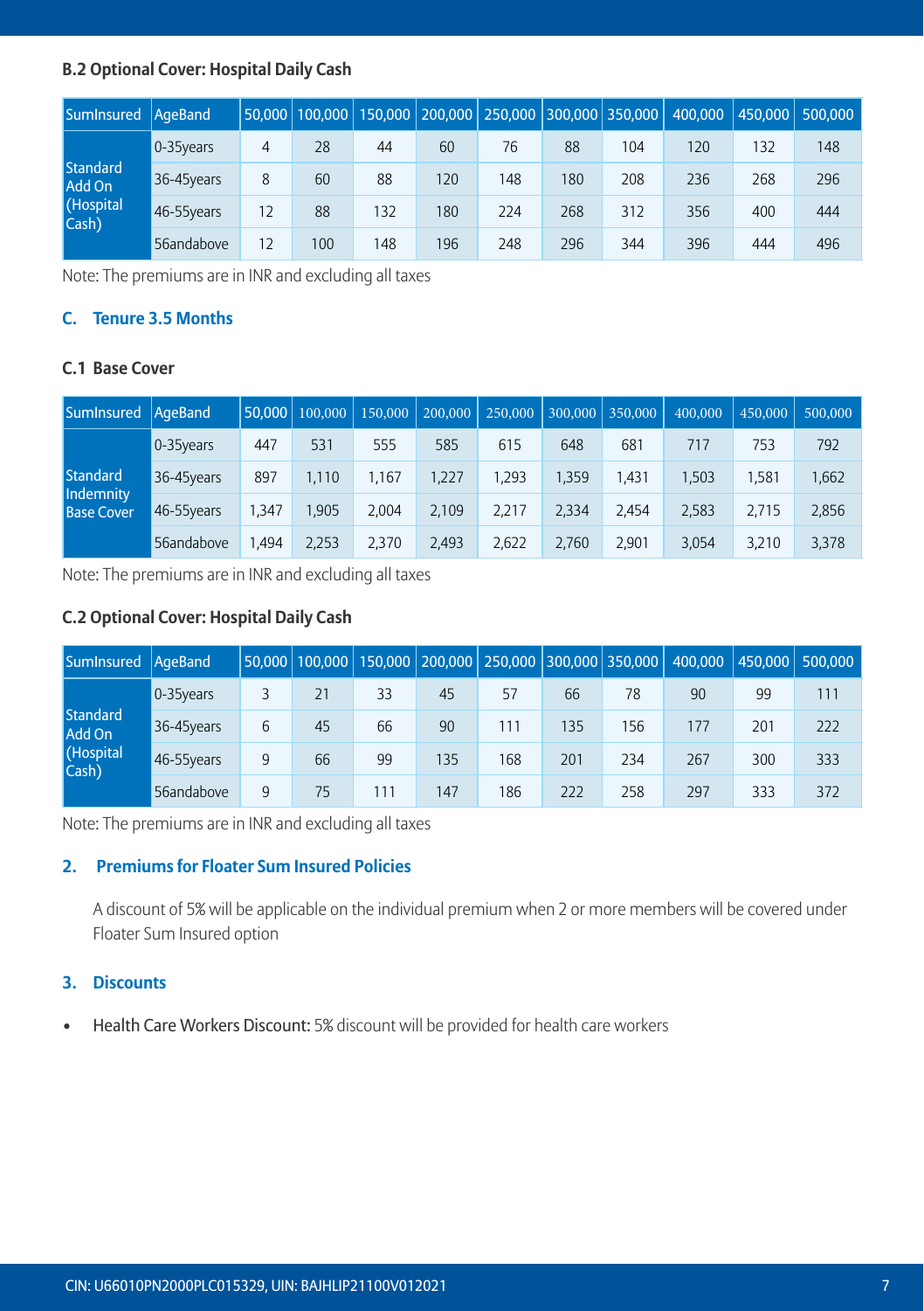### B.2 Optional Cover: Hospital Daily Cash

| SumInsured | AgeBand | 50,000 | 100,000 | 150,000 | 200,000 | 250,000 | 300,000 | 350,000 | 400,000 | 450,000 | 500,000 |
|---|---|---|---|---|---|---|---|---|---|---|---|
| Standard Add On (Hospital Cash) | 0-35years | 4 | 28 | 44 | 60 | 76 | 88 | 104 | 120 | 132 | 148 |
| | 36-45years | 8 | 60 | 88 | 120 | 148 | 180 | 208 | 236 | 268 | 296 |
| | 46-55years | 12 | 88 | 132 | 180 | 224 | 268 | 312 | 356 | 400 | 444 |
| | 56andabove | 12 | 100 | 148 | 196 | 248 | 296 | 344 | 396 | 444 | 496 |

Note: The premiums are in INR and excluding all taxes

## C. Tenure 3.5 Months

### C.1 Base Cover

| SumInsured | AgeBand | 50,000 | 100,000 | 150,000 | 200,000 | 250,000 | 300,000 | 350,000 | 400,000 | 450,000 | 500,000 |
|---|---|---|---|---|---|---|---|---|---|---|---|
| Standard Indemnity Base Cover | 0-35years | 447 | 531 | 555 | 585 | 615 | 648 | 681 | 717 | 753 | 792 |
| | 36-45years | 897 | 1,110 | 1,167 | 1,227 | 1,293 | 1,359 | 1,431 | 1,503 | 1,581 | 1,662 |
| | 46-55years | 1,347 | 1,905 | 2,004 | 2,109 | 2,217 | 2,334 | 2,454 | 2,583 | 2,715 | 2,856 |
| | 56andabove | 1,494 | 2,253 | 2,370 | 2,493 | 2,622 | 2,760 | 2,901 | 3,054 | 3,210 | 3,378 |

Note: The premiums are in INR and excluding all taxes

### C.2 Optional Cover: Hospital Daily Cash

| SumInsured | AgeBand | 50,000 | 100,000 | 150,000 | 200,000 | 250,000 | 300,000 | 350,000 | 400,000 | 450,000 | 500,000 |
|---|---|---|---|---|---|---|---|---|---|---|---|
| Standard Add On (Hospital Cash) | 0-35years | 3 | 21 | 33 | 45 | 57 | 66 | 78 | 90 | 99 | 111 |
| | 36-45years | 6 | 45 | 66 | 90 | 111 | 135 | 156 | 177 | 201 | 222 |
| | 46-55years | 9 | 66 | 99 | 135 | 168 | 201 | 234 | 267 | 300 | 333 |
| | 56andabove | 9 | 75 | 111 | 147 | 186 | 222 | 258 | 297 | 333 | 372 |

Note: The premiums are in INR and excluding all taxes

## 2. Premiums for Floater Sum Insured Policies

A discount of 5% will be applicable on the individual premium when 2 or more members will be covered under Floater Sum Insured option

## 3. Discounts

- Health Care Workers Discount: 5% discount will be provided for health care workers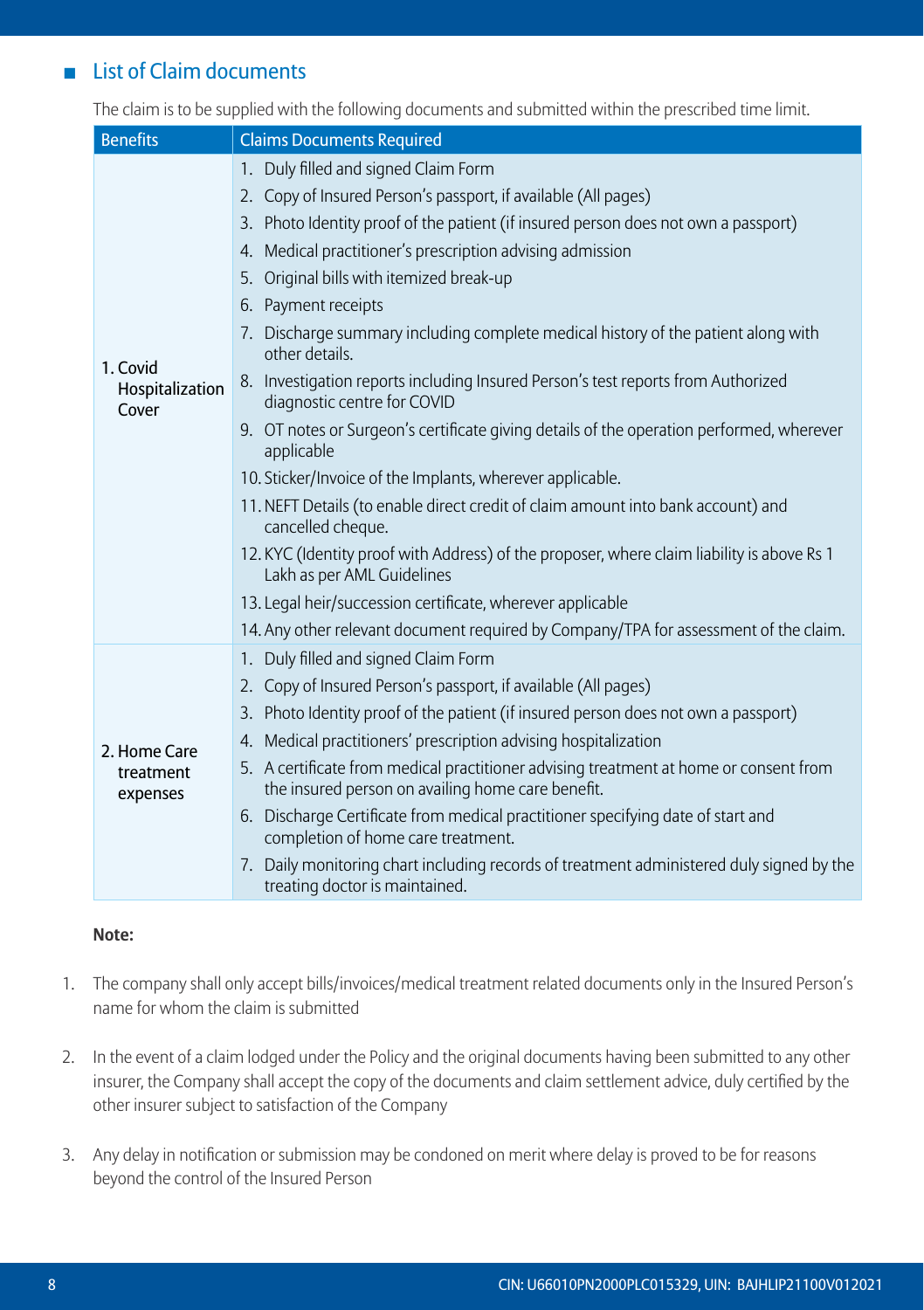## List of Claim documents

The claim is to be supplied with the following documents and submitted within the prescribed time limit.

| Benefits | Claims Documents Required |
|---|---|
| 1. Covid Hospitalization Cover | 1. Duly filled and signed Claim Form<br>2. Copy of Insured Person's passport, if available (All pages)<br>3. Photo Identity proof of the patient (if insured person does not own a passport)<br>4. Medical practitioner's prescription advising admission<br>5. Original bills with itemized break-up<br>6. Payment receipts<br>7. Discharge summary including complete medical history of the patient along with other details.<br>8. Investigation reports including Insured Person's test reports from Authorized diagnostic centre for COVID<br>9. OT notes or Surgeon's certificate giving details of the operation performed, wherever applicable<br>10. Sticker/Invoice of the Implants, wherever applicable.<br>11. NEFT Details (to enable direct credit of claim amount into bank account) and cancelled cheque.<br>12. KYC (Identity proof with Address) of the proposer, where claim liability is above Rs 1 Lakh as per AML Guidelines<br>13. Legal heir/succession certificate, wherever applicable<br>14. Any other relevant document required by Company/TPA for assessment of the claim. |
| 2. Home Care treatment expenses | 1. Duly filled and signed Claim Form<br>2. Copy of Insured Person's passport, if available (All pages)<br>3. Photo Identity proof of the patient (if insured person does not own a passport)<br>4. Medical practitioners' prescription advising hospitalization<br>5. A certificate from medical practitioner advising treatment at home or consent from the insured person on availing home care benefit.<br>6. Discharge Certificate from medical practitioner specifying date of start and completion of home care treatment.<br>7. Daily monitoring chart including records of treatment administered duly signed by the treating doctor is maintained. |

**Note:**

1. The company shall only accept bills/invoices/medical treatment related documents only in the Insured Person's name for whom the claim is submitted
2. In the event of a claim lodged under the Policy and the original documents having been submitted to any other insurer, the Company shall accept the copy of the documents and claim settlement advice, duly certified by the other insurer subject to satisfaction of the Company
3. Any delay in notification or submission may be condoned on merit where delay is proved to be for reasons beyond the control of the Insured Person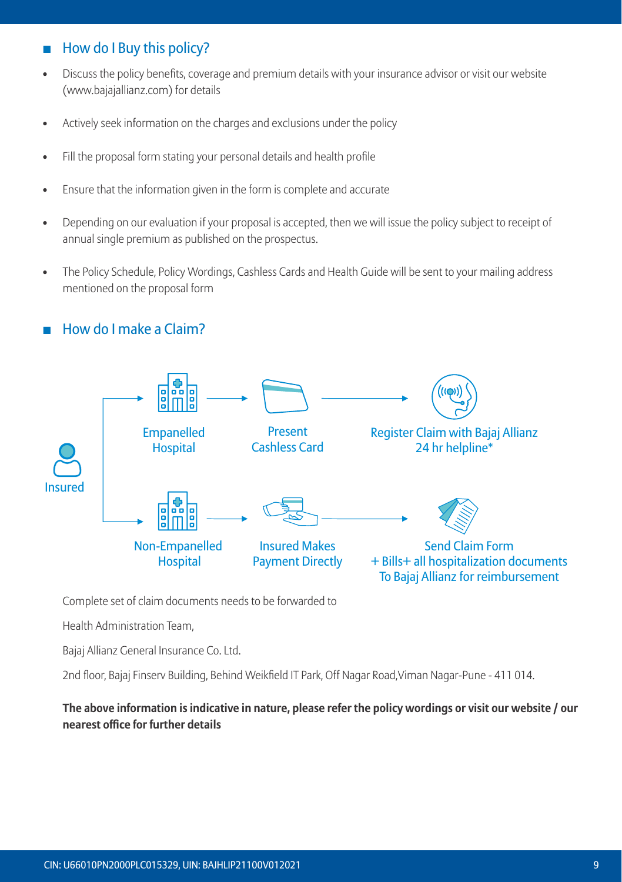## How do I Buy this policy?

- Discuss the policy benefits, coverage and premium details with your insurance advisor or visit our website (www.bajajallianz.com) for details
- Actively seek information on the charges and exclusions under the policy
- Fill the proposal form stating your personal details and health profile
- Ensure that the information given in the form is complete and accurate
- Depending on our evaluation if your proposal is accepted, then we will issue the policy subject to receipt of annual single premium as published on the prospectus.
- The Policy Schedule, Policy Wordings, Cashless Cards and Health Guide will be sent to your mailing address mentioned on the proposal form

## How do I make a Claim?

Insured

Empanelled Hospital → Present Cashless Card → Register Claim with Bajaj Allianz 24 hr helpline*

Non-Empanelled Hospital → Insured Makes Payment Directly → Send Claim Form + Bills+ all hospitalization documents To Bajaj Allianz for reimbursement

Complete set of claim documents needs to be forwarded to

Health Administration Team,

Bajaj Allianz General Insurance Co. Ltd.

2nd floor, Bajaj Finserv Building, Behind Weikfield IT Park, Off Nagar Road,Viman Nagar-Pune - 411 014.

**The above information is indicative in nature, please refer the policy wordings or visit our website / our nearest office for further details**

CIN: U66010PN2000PLC015329, UIN: BAJHLIP21100V012021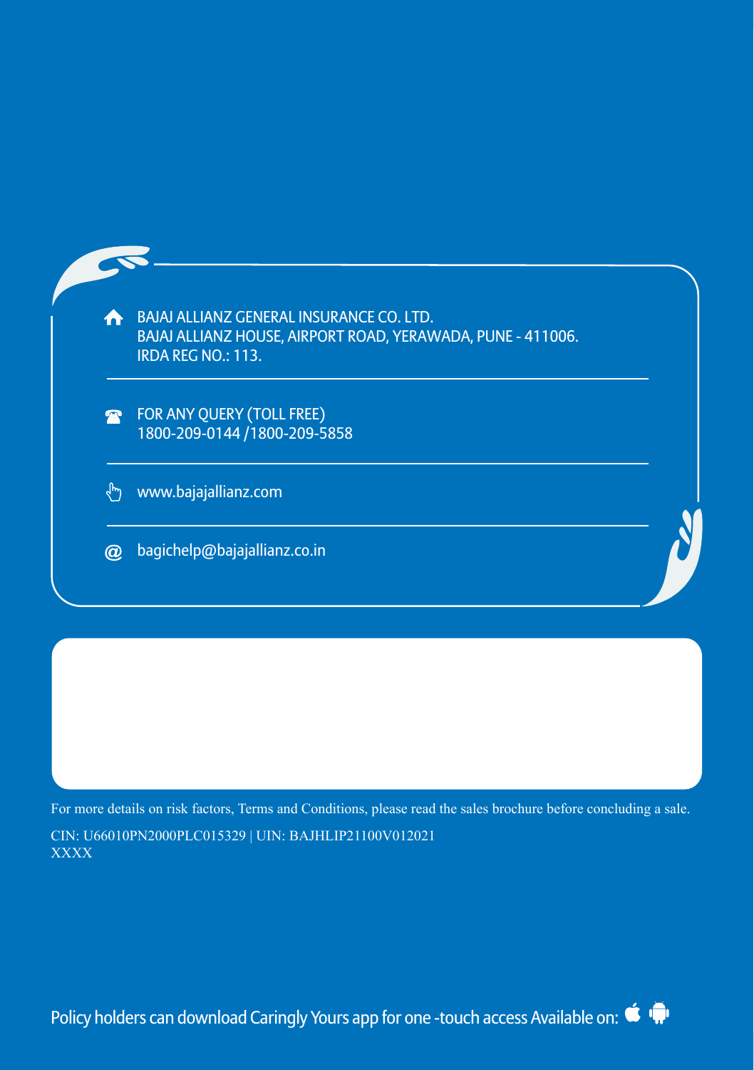BAJAJ ALLIANZ GENERAL INSURANCE CO. LTD.
BAJAJ ALLIANZ HOUSE, AIRPORT ROAD, YERAWADA, PUNE - 411006.
IRDA REG NO.: 113.

FOR ANY QUERY (TOLL FREE)
1800-209-0144 /1800-209-5858

www.bajajallianz.com

bagichelp@bajajallianz.co.in

For more details on risk factors, Terms and Conditions, please read the sales brochure before concluding a sale.

CIN: U66010PN2000PLC015329 | UIN: BAJHLIP21100V012021
XXXX

Policy holders can download Caringly Yours app for one -touch access Available on: